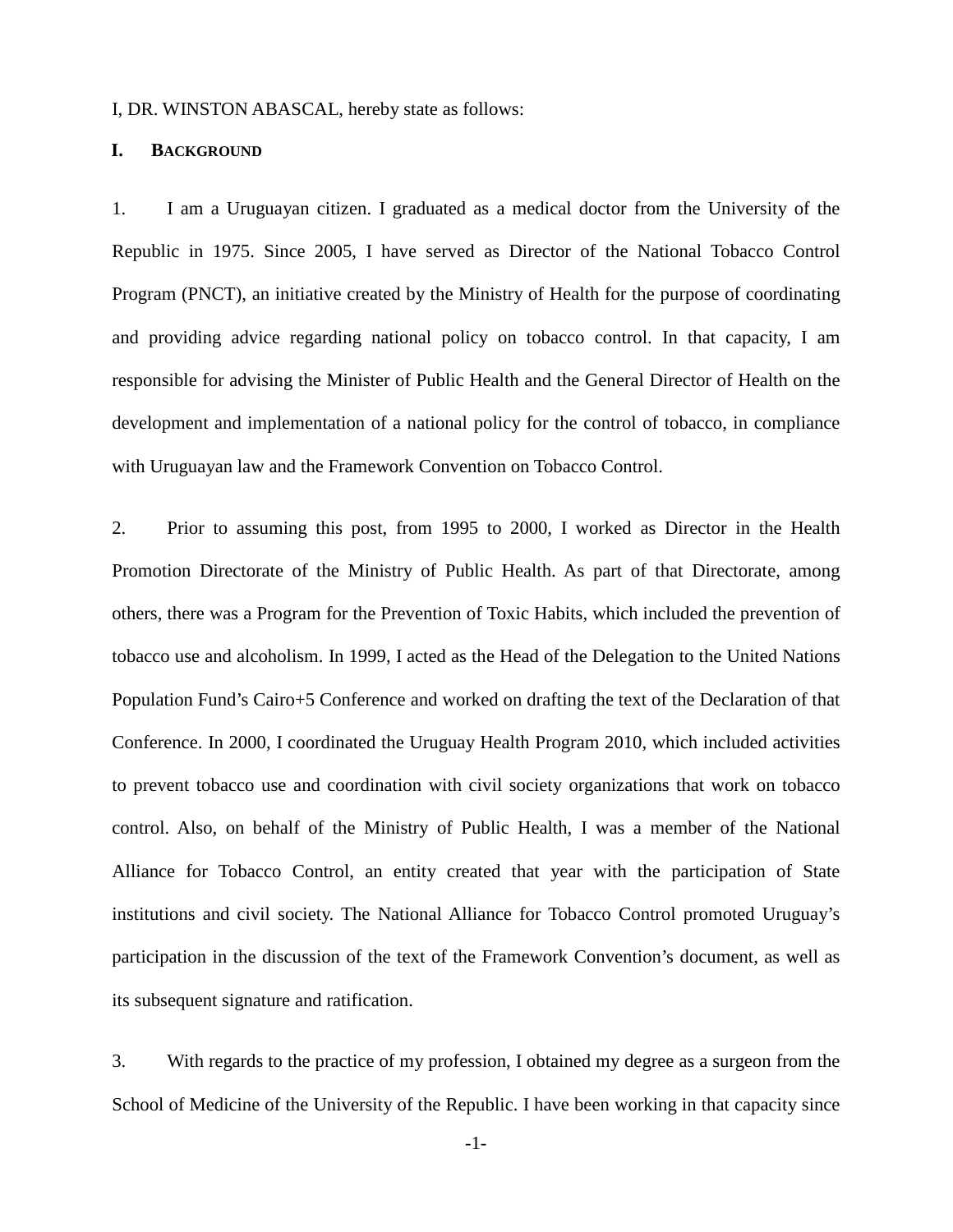I, DR. WINSTON ABASCAL, hereby state as follows:

## I. BACKGROUND

1. I am a Uruguayan citizen. I graduated as a medical doctor from the University of the Republic in 1975. Since 2005, I have served as Director of the National Tobacco Control Program (PNCT), an initiative created by the Ministry of Health for the purpose of coordinating and providing advice regarding national policy on tobacco control. In that capacity, I am responsible for advising the Minister of Public Health and the General Director of Health on the development and implementation of a national policy for the control of tobacco, in compliance with Uruguayan law and the Framework Convention on Tobacco Control.

2. Prior to assuming this post, from 1995 to 2000, I worked as Director in the Health Promotion Directorate of the Ministry of Public Health. As part of that Directorate, among others, there was a Program for the Prevention of Toxic Habits, which included the prevention of tobacco use and alcoholism. In 1999, I acted as the Head of the Delegation to the United Nations Population Fund's Cairo+5 Conference and worked on drafting the text of the Declaration of that Conference. In 2000, I coordinated the Uruguay Health Program 2010, which included activities to prevent tobacco use and coordination with civil society organizations that work on tobacco control. Also, on behalf of the Ministry of Public Health, I was a member of the National Alliance for Tobacco Control, an entity created that year with the participation of State institutions and civil society. The National Alliance for Tobacco Control promoted Uruguay's participation in the discussion of the text of the Framework Convention's document, as well as its subsequent signature and ratification.

3. With regards to the practice of my profession, I obtained my degree as a surgeon from the School of Medicine of the University of the Republic. I have been working in that capacity since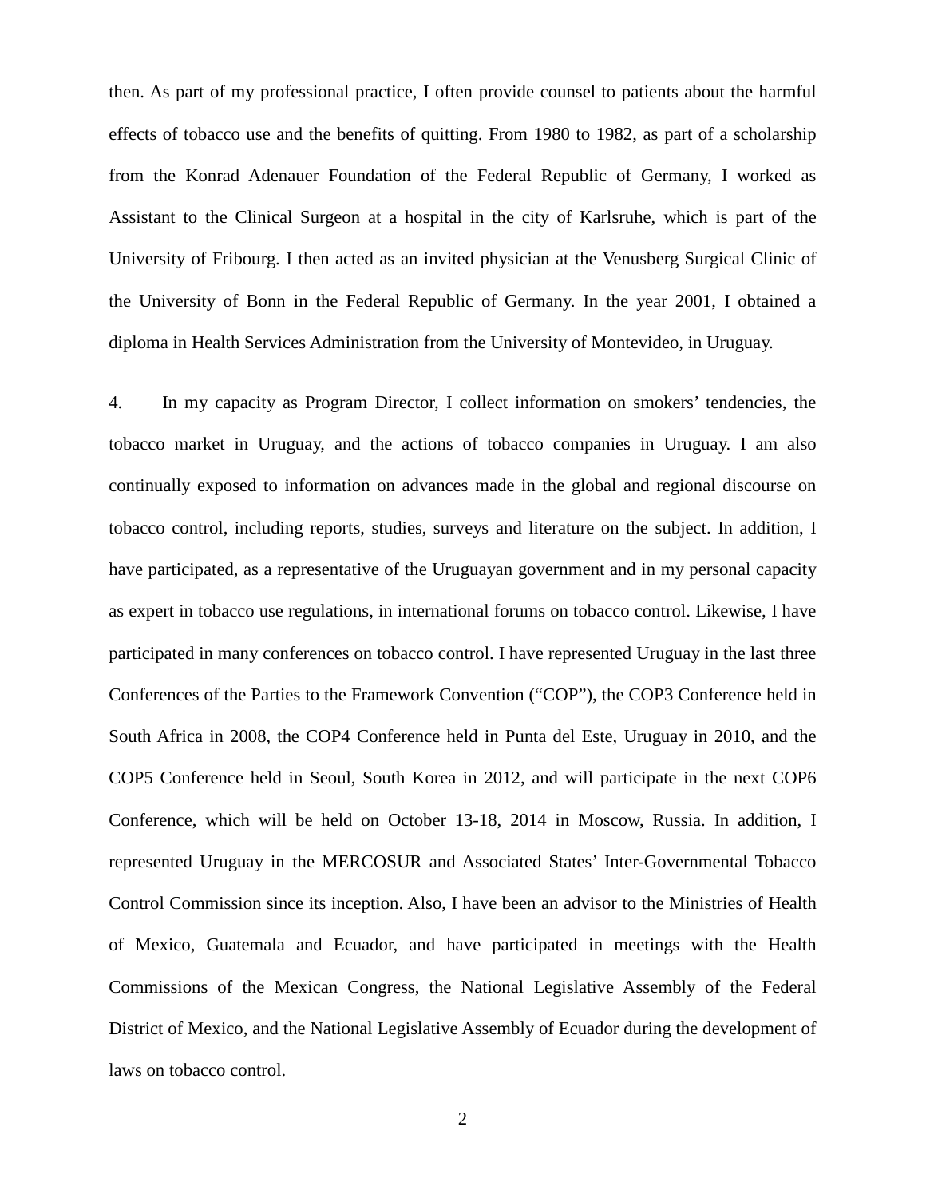then. As part of my professional practice, I often provide counsel to patients about the harmful effects of tobacco use and the benefits of quitting. From 1980 to 1982, as part of a scholarship from the Konrad Adenauer Foundation of the Federal Republic of Germany, I worked as Assistant to the Clinical Surgeon at a hospital in the city of Karlsruhe, which is part of the University of Fribourg. I then acted as an invited physician at the Venusberg Surgical Clinic of the University of Bonn in the Federal Republic of Germany. In the year 2001, I obtained a diploma in Health Services Administration from the University of Montevideo, in Uruguay.

4. In my capacity as Program Director, I collect information on smokers' tendencies, the tobacco market in Uruguay, and the actions of tobacco companies in Uruguay. I am also continually exposed to information on advances made in the global and regional discourse on tobacco control, including reports, studies, surveys and literature on the subject. In addition, I have participated, as a representative of the Uruguayan government and in my personal capacity as expert in tobacco use regulations, in international forums on tobacco control. Likewise, I have participated in many conferences on tobacco control. I have represented Uruguay in the last three Conferences of the Parties to the Framework Convention ("COP"), the COP3 Conference held in South Africa in 2008, the COP4 Conference held in Punta del Este, Uruguay in 2010, and the COP5 Conference held in Seoul, South Korea in 2012, and will participate in the next COP6 Conference, which will be held on October 13-18, 2014 in Moscow, Russia. In addition, I represented Uruguay in the MERCOSUR and Associated States' Inter-Governmental Tobacco Control Commission since its inception. Also, I have been an advisor to the Ministries of Health of Mexico, Guatemala and Ecuador, and have participated in meetings with the Health Commissions of the Mexican Congress, the National Legislative Assembly of the Federal District of Mexico, and the National Legislative Assembly of Ecuador during the development of laws on tobacco control.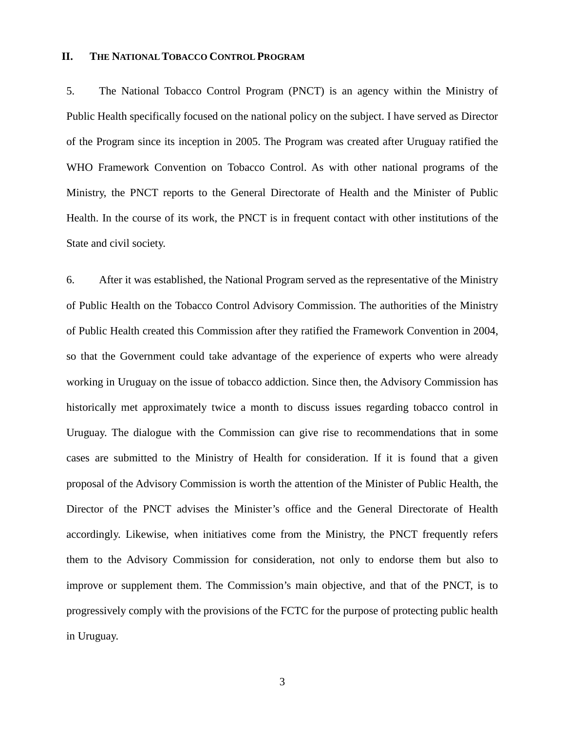## II. THE NATIONAL TOBACCO CONTROL PROGRAM

5. The National Tobacco Control Program (PNCT) is an agency within the Ministry of Public Health specifically focused on the national policy on the subject. I have served as Director of the Program since its inception in 2005. The Program was created after Uruguay ratified the WHO Framework Convention on Tobacco Control. As with other national programs of the Ministry, the PNCT reports to the General Directorate of Health and the Minister of Public Health. In the course of its work, the PNCT is in frequent contact with other institutions of the State and civil society.

6. After it was established, the National Program served as the representative of the Ministry of Public Health on the Tobacco Control Advisory Commission. The authorities of the Ministry of Public Health created this Commission after they ratified the Framework Convention in 2004, so that the Government could take advantage of the experience of experts who were already working in Uruguay on the issue of tobacco addiction. Since then, the Advisory Commission has historically met approximately twice a month to discuss issues regarding tobacco control in Uruguay. The dialogue with the Commission can give rise to recommendations that in some cases are submitted to the Ministry of Health for consideration. If it is found that a given proposal of the Advisory Commission is worth the attention of the Minister of Public Health, the Director of the PNCT advises the Minister's office and the General Directorate of Health accordingly. Likewise, when initiatives come from the Ministry, the PNCT frequently refers them to the Advisory Commission for consideration, not only to endorse them but also to improve or supplement them. The Commission's main objective, and that of the PNCT, is to progressively comply with the provisions of the FCTC for the purpose of protecting public health in Uruguay.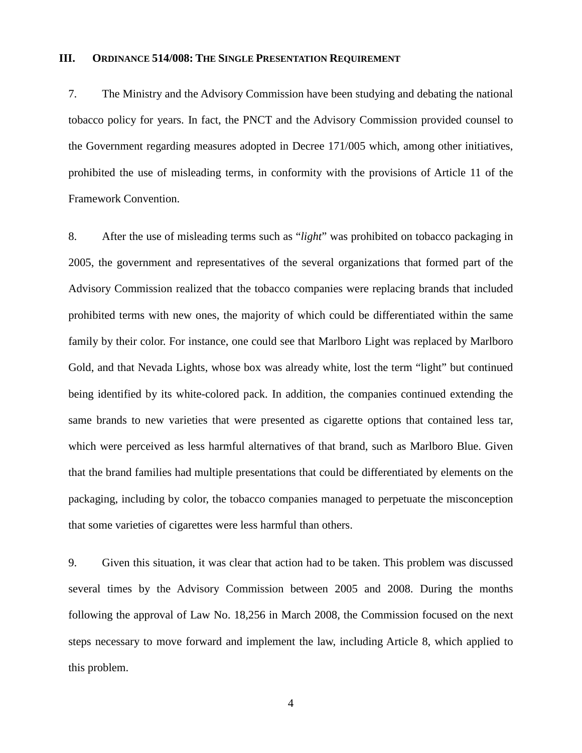## III. ORDINANCE 514/008: THE SINGLE PRESENTATION REQUIREMENT

7. The Ministry and the Advisory Commission have been studying and debating the national tobacco policy for years. In fact, the PNCT and the Advisory Commission provided counsel to the Government regarding measures adopted in Decree 171/005 which, among other initiatives, prohibited the use of misleading terms, in conformity with the provisions of Article 11 of the Framework Convention.

8. After the use of misleading terms such as "*light*" was prohibited on tobacco packaging in 2005, the government and representatives of the several organizations that formed part of the Advisory Commission realized that the tobacco companies were replacing brands that included prohibited terms with new ones, the majority of which could be differentiated within the same family by their color. For instance, one could see that Marlboro Light was replaced by Marlboro Gold, and that Nevada Lights, whose box was already white, lost the term "light" but continued being identified by its white-colored pack. In addition, the companies continued extending the same brands to new varieties that were presented as cigarette options that contained less tar, which were perceived as less harmful alternatives of that brand, such as Marlboro Blue. Given that the brand families had multiple presentations that could be differentiated by elements on the packaging, including by color, the tobacco companies managed to perpetuate the misconception that some varieties of cigarettes were less harmful than others.

9. Given this situation, it was clear that action had to be taken. This problem was discussed several times by the Advisory Commission between 2005 and 2008. During the months following the approval of Law No. 18,256 in March 2008, the Commission focused on the next steps necessary to move forward and implement the law, including Article 8, which applied to this problem.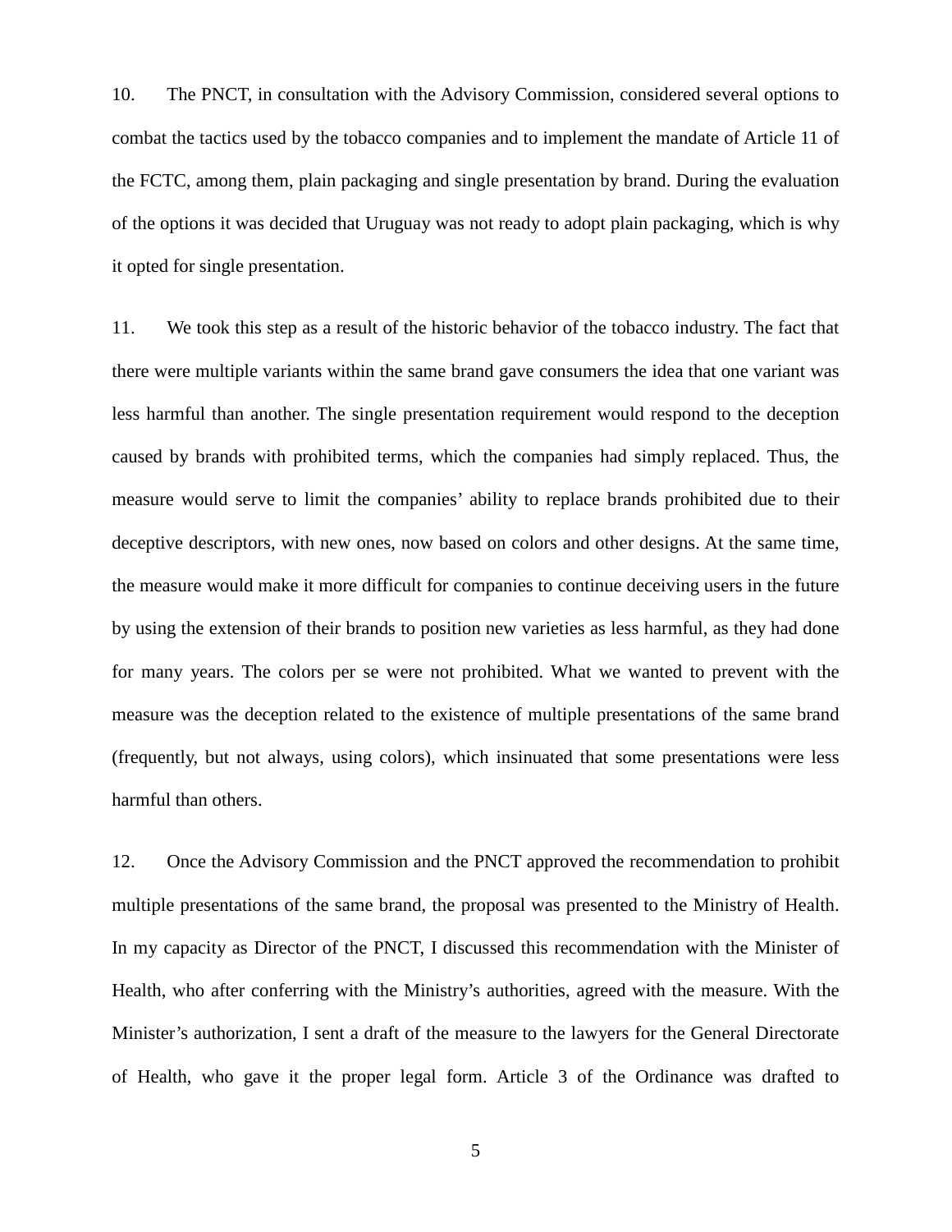10. The PNCT, in consultation with the Advisory Commission, considered several options to combat the tactics used by the tobacco companies and to implement the mandate of Article 11 of the FCTC, among them, plain packaging and single presentation by brand. During the evaluation of the options it was decided that Uruguay was not ready to adopt plain packaging, which is why it opted for single presentation.

11. We took this step as a result of the historic behavior of the tobacco industry. The fact that there were multiple variants within the same brand gave consumers the idea that one variant was less harmful than another. The single presentation requirement would respond to the deception caused by brands with prohibited terms, which the companies had simply replaced. Thus, the measure would serve to limit the companies' ability to replace brands prohibited due to their deceptive descriptors, with new ones, now based on colors and other designs. At the same time, the measure would make it more difficult for companies to continue deceiving users in the future by using the extension of their brands to position new varieties as less harmful, as they had done for many years. The colors per se were not prohibited. What we wanted to prevent with the measure was the deception related to the existence of multiple presentations of the same brand (frequently, but not always, using colors), which insinuated that some presentations were less harmful than others.

12. Once the Advisory Commission and the PNCT approved the recommendation to prohibit multiple presentations of the same brand, the proposal was presented to the Ministry of Health. In my capacity as Director of the PNCT, I discussed this recommendation with the Minister of Health, who after conferring with the Ministry's authorities, agreed with the measure. With the Minister's authorization, I sent a draft of the measure to the lawyers for the General Directorate of Health, who gave it the proper legal form. Article 3 of the Ordinance was drafted to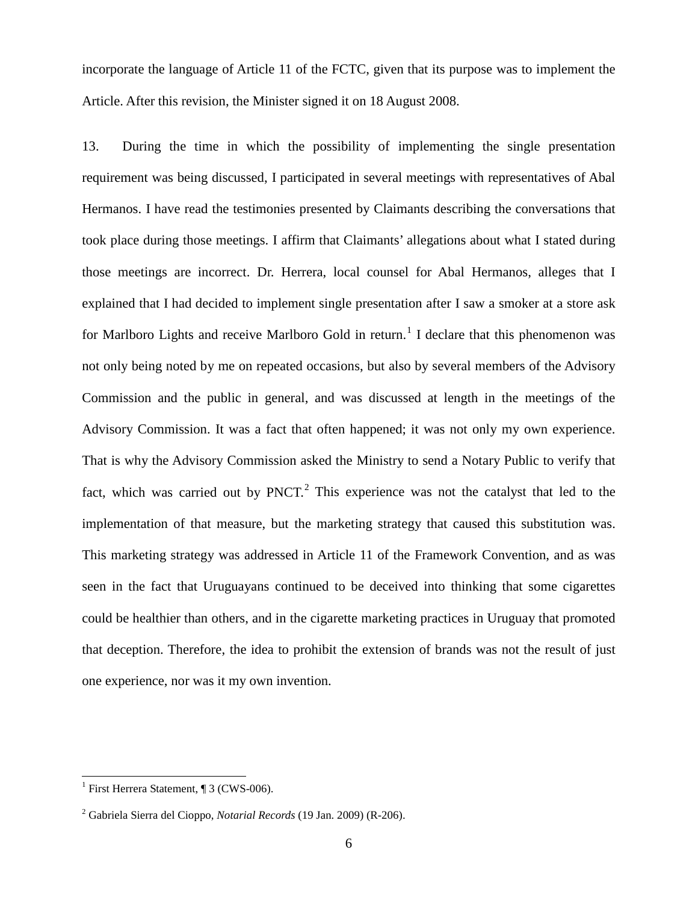incorporate the language of Article 11 of the FCTC, given that its purpose was to implement the Article. After this revision, the Minister signed it on 18 August 2008.

13. During the time in which the possibility of implementing the single presentation requirement was being discussed, I participated in several meetings with representatives of Abal Hermanos. I have read the testimonies presented by Claimants describing the conversations that took place during those meetings. I affirm that Claimants' allegations about what I stated during those meetings are incorrect. Dr. Herrera, local counsel for Abal Hermanos, alleges that I explained that I had decided to implement single presentation after I saw a smoker at a store ask for Marlboro Lights and receive Marlboro Gold in return.[1] I declare that this phenomenon was not only being noted by me on repeated occasions, but also by several members of the Advisory Commission and the public in general, and was discussed at length in the meetings of the Advisory Commission. It was a fact that often happened; it was not only my own experience. That is why the Advisory Commission asked the Ministry to send a Notary Public to verify that fact, which was carried out by PNCT.[2] This experience was not the catalyst that led to the implementation of that measure, but the marketing strategy that caused this substitution was. This marketing strategy was addressed in Article 11 of the Framework Convention, and as was seen in the fact that Uruguayans continued to be deceived into thinking that some cigarettes could be healthier than others, and in the cigarette marketing practices in Uruguay that promoted that deception. Therefore, the idea to prohibit the extension of brands was not the result of just one experience, nor was it my own invention.

[1] First Herrera Statement, ¶ 3 (CWS-006).

[2] Gabriela Sierra del Cioppo, *Notarial Records* (19 Jan. 2009) (R-206).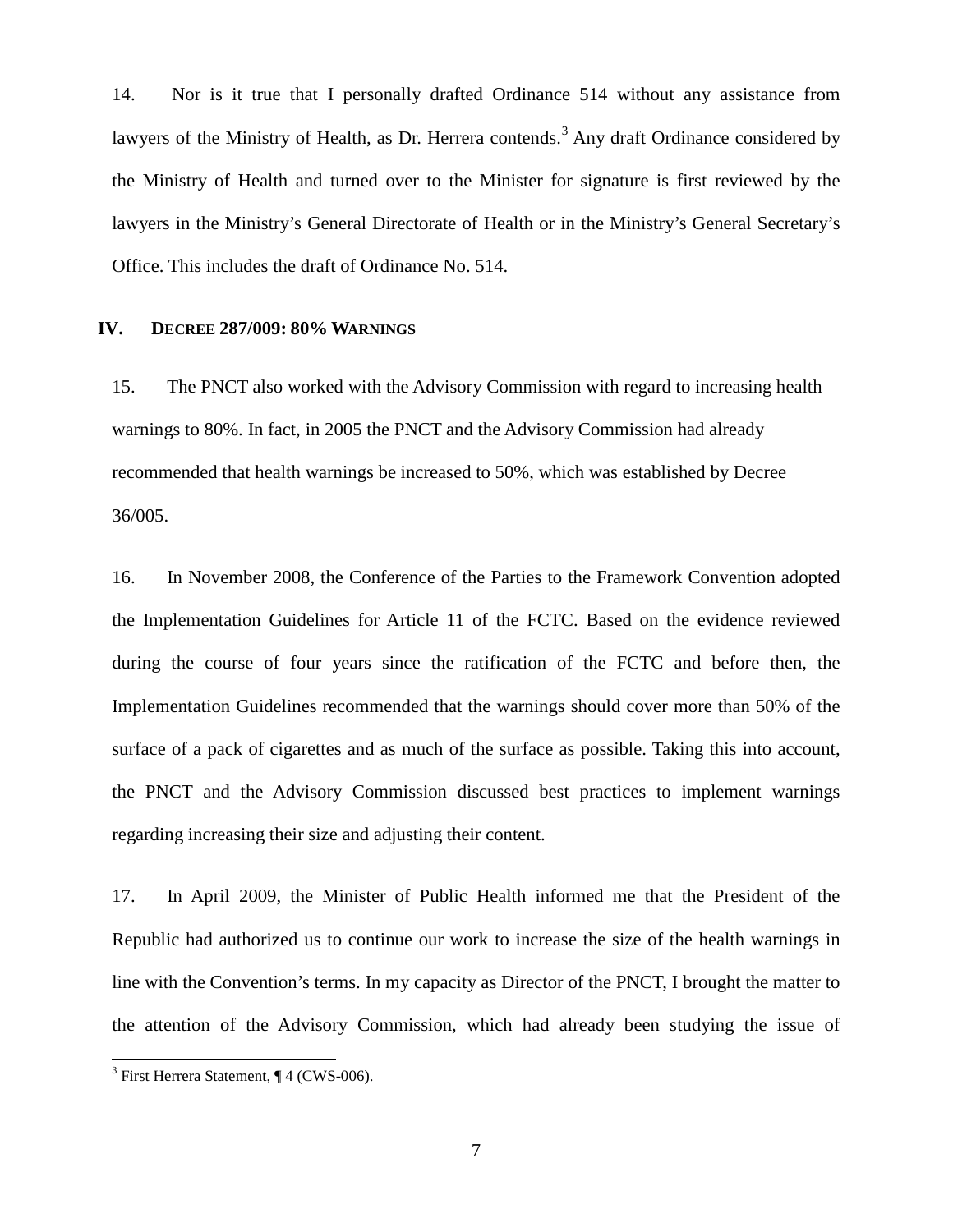14. Nor is it true that I personally drafted Ordinance 514 without any assistance from lawyers of the Ministry of Health, as Dr. Herrera contends.[3] Any draft Ordinance considered by the Ministry of Health and turned over to the Minister for signature is first reviewed by the lawyers in the Ministry's General Directorate of Health or in the Ministry's General Secretary's Office. This includes the draft of Ordinance No. 514.

## IV. DECREE 287/009: 80% WARNINGS

15. The PNCT also worked with the Advisory Commission with regard to increasing health warnings to 80%. In fact, in 2005 the PNCT and the Advisory Commission had already recommended that health warnings be increased to 50%, which was established by Decree 36/005.

16. In November 2008, the Conference of the Parties to the Framework Convention adopted the Implementation Guidelines for Article 11 of the FCTC. Based on the evidence reviewed during the course of four years since the ratification of the FCTC and before then, the Implementation Guidelines recommended that the warnings should cover more than 50% of the surface of a pack of cigarettes and as much of the surface as possible. Taking this into account, the PNCT and the Advisory Commission discussed best practices to implement warnings regarding increasing their size and adjusting their content.

17. In April 2009, the Minister of Public Health informed me that the President of the Republic had authorized us to continue our work to increase the size of the health warnings in line with the Convention's terms. In my capacity as Director of the PNCT, I brought the matter to the attention of the Advisory Commission, which had already been studying the issue of

[3] First Herrera Statement, ¶ 4 (CWS-006).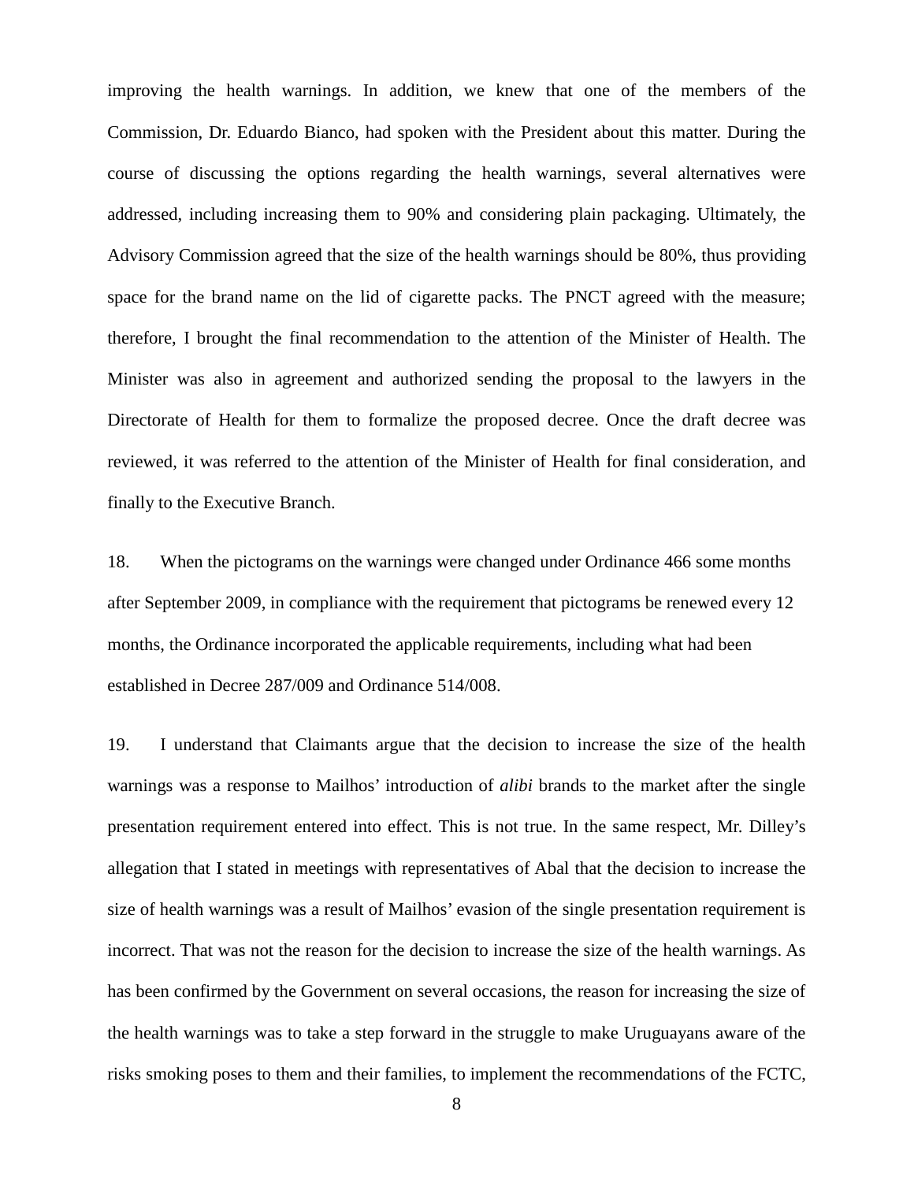improving the health warnings. In addition, we knew that one of the members of the Commission, Dr. Eduardo Bianco, had spoken with the President about this matter. During the course of discussing the options regarding the health warnings, several alternatives were addressed, including increasing them to 90% and considering plain packaging. Ultimately, the Advisory Commission agreed that the size of the health warnings should be 80%, thus providing space for the brand name on the lid of cigarette packs. The PNCT agreed with the measure; therefore, I brought the final recommendation to the attention of the Minister of Health. The Minister was also in agreement and authorized sending the proposal to the lawyers in the Directorate of Health for them to formalize the proposed decree. Once the draft decree was reviewed, it was referred to the attention of the Minister of Health for final consideration, and finally to the Executive Branch.

18. When the pictograms on the warnings were changed under Ordinance 466 some months after September 2009, in compliance with the requirement that pictograms be renewed every 12 months, the Ordinance incorporated the applicable requirements, including what had been established in Decree 287/009 and Ordinance 514/008.

19. I understand that Claimants argue that the decision to increase the size of the health warnings was a response to Mailhos' introduction of *alibi* brands to the market after the single presentation requirement entered into effect. This is not true. In the same respect, Mr. Dilley's allegation that I stated in meetings with representatives of Abal that the decision to increase the size of health warnings was a result of Mailhos' evasion of the single presentation requirement is incorrect. That was not the reason for the decision to increase the size of the health warnings. As has been confirmed by the Government on several occasions, the reason for increasing the size of the health warnings was to take a step forward in the struggle to make Uruguayans aware of the risks smoking poses to them and their families, to implement the recommendations of the FCTC,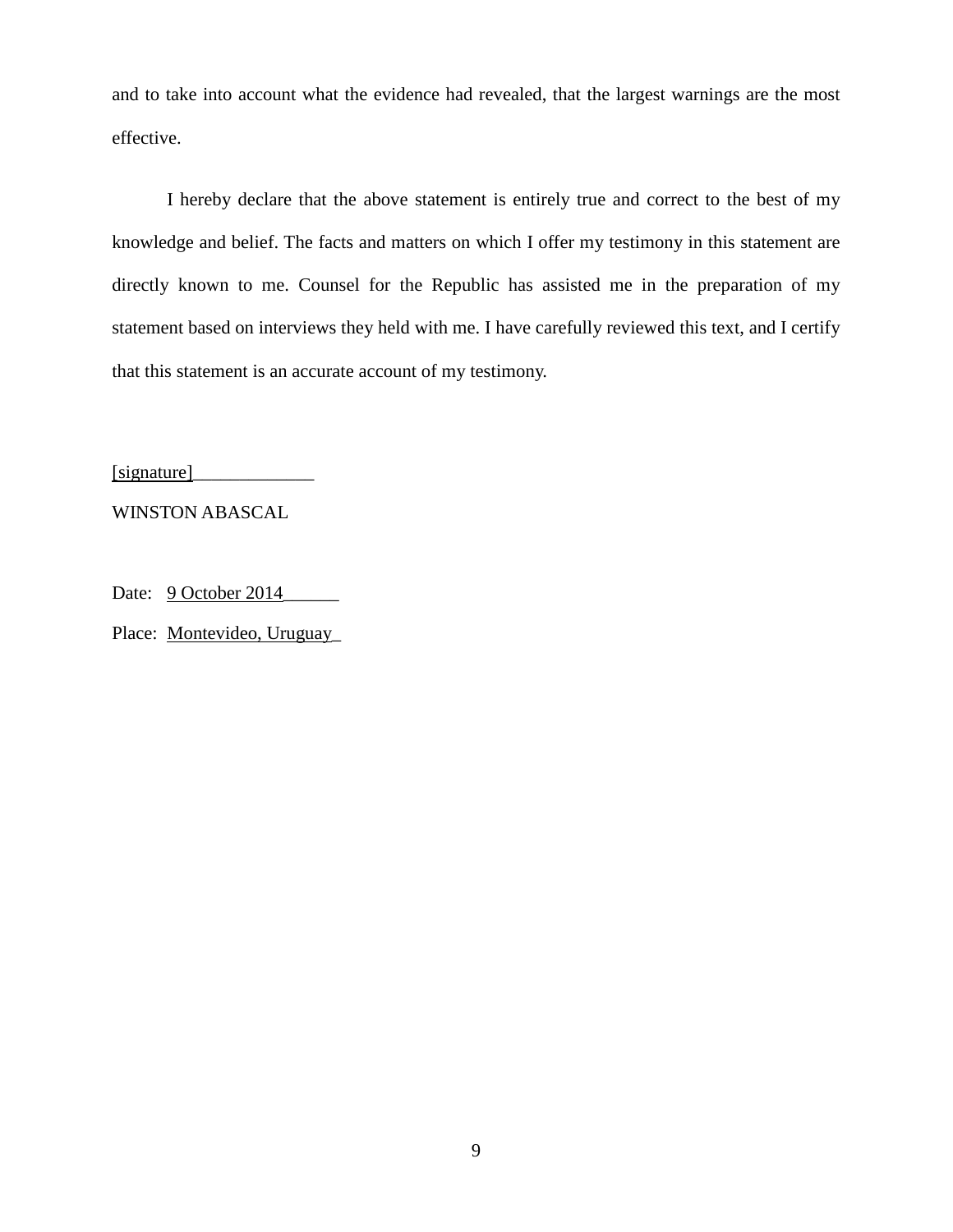and to take into account what the evidence had revealed, that the largest warnings are the most effective.

I hereby declare that the above statement is entirely true and correct to the best of my knowledge and belief. The facts and matters on which I offer my testimony in this statement are directly known to me. Counsel for the Republic has assisted me in the preparation of my statement based on interviews they held with me. I have carefully reviewed this text, and I certify that this statement is an accurate account of my testimony.

[signature]______________

WINSTON ABASCAL

Date: 9 October 2014______

Place: Montevideo, Uruguay_